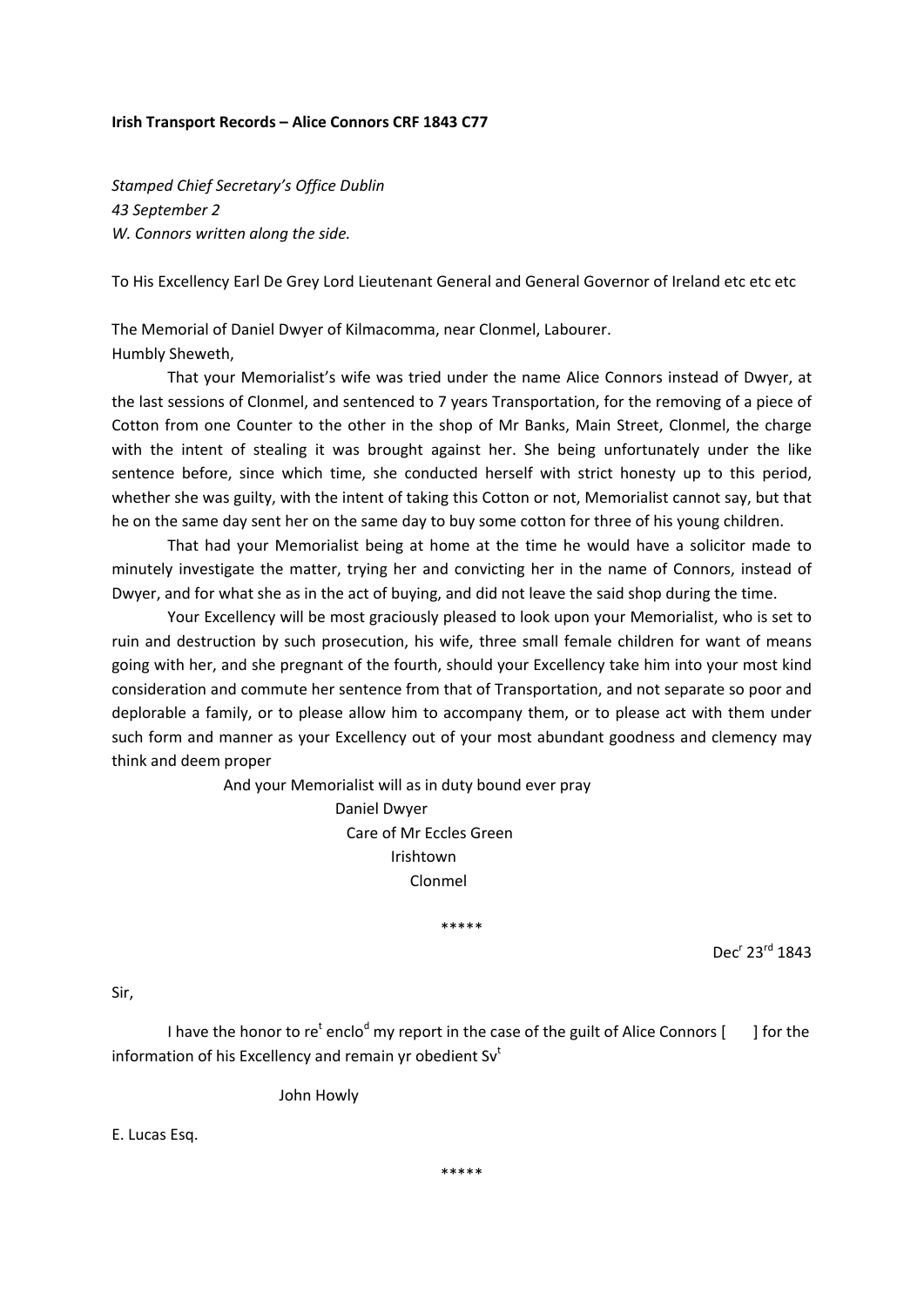**Irish Transport Records – Alice Connors CRF 1843 C77**

*Stamped Chief Secretary's Office Dublin*
*43 September 2*
*W. Connors written along the side.*

To His Excellency Earl De Grey Lord Lieutenant General and General Governor of Ireland etc etc etc

The Memorial of Daniel Dwyer of Kilmacomma, near Clonmel, Labourer.
Humbly Sheweth,

That your Memorialist's wife was tried under the name Alice Connors instead of Dwyer, at the last sessions of Clonmel, and sentenced to 7 years Transportation, for the removing of a piece of Cotton from one Counter to the other in the shop of Mr Banks, Main Street, Clonmel, the charge with the intent of stealing it was brought against her. She being unfortunately under the like sentence before, since which time, she conducted herself with strict honesty up to this period, whether she was guilty, with the intent of taking this Cotton or not, Memorialist cannot say, but that he on the same day sent her on the same day to buy some cotton for three of his young children.

That had your Memorialist being at home at the time he would have a solicitor made to minutely investigate the matter, trying her and convicting her in the name of Connors, instead of Dwyer, and for what she as in the act of buying, and did not leave the said shop during the time.

Your Excellency will be most graciously pleased to look upon your Memorialist, who is set to ruin and destruction by such prosecution, his wife, three small female children for want of means going with her, and she pregnant of the fourth, should your Excellency take him into your most kind consideration and commute her sentence from that of Transportation, and not separate so poor and deplorable a family, or to please allow him to accompany them, or to please act with them under such form and manner as your Excellency out of your most abundant goodness and clemency may think and deem proper

And your Memorialist will as in duty bound ever pray
Daniel Dwyer
Care of Mr Eccles Green
Irishtown
Clonmel

\*\*\*\*\*

Dec^r 23^rd 1843

Sir,

I have the honor to re^t enclo^d my report in the case of the guilt of Alice Connors [ ] for the information of his Excellency and remain yr obedient Sv^t

John Howly

E. Lucas Esq.

\*\*\*\*\*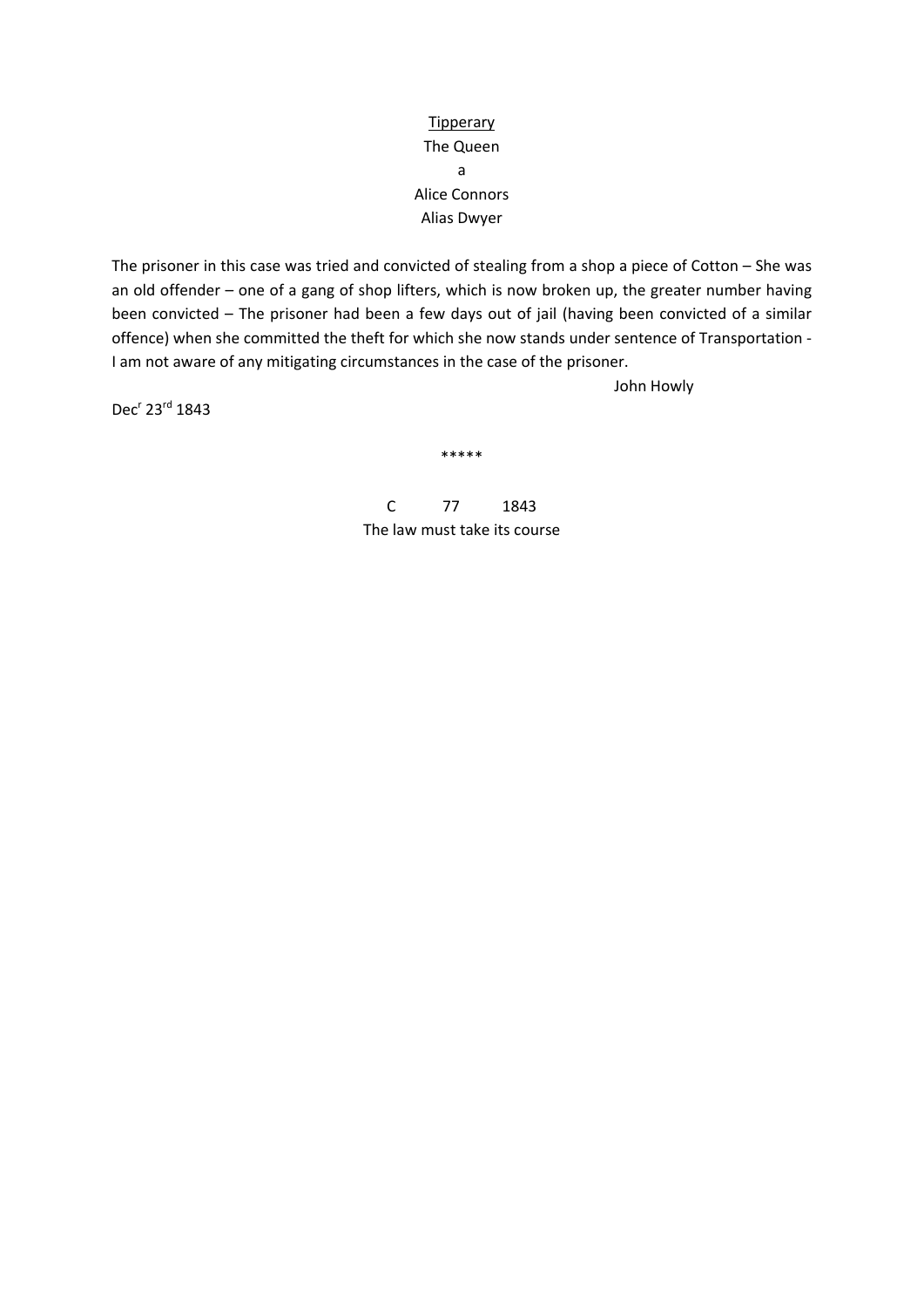<u>Tipperary</u>
The Queen
a
Alice Connors
Alias Dwyer

The prisoner in this case was tried and convicted of stealing from a shop a piece of Cotton – She was an old offender – one of a gang of shop lifters, which is now broken up, the greater number having been convicted – The prisoner had been a few days out of jail (having been convicted of a similar offence) when she committed the theft for which she now stands under sentence of Transportation - I am not aware of any mitigating circumstances in the case of the prisoner.

John Howly

Dec[r] 23[rd] 1843

*****

C 77 1843
The law must take its course